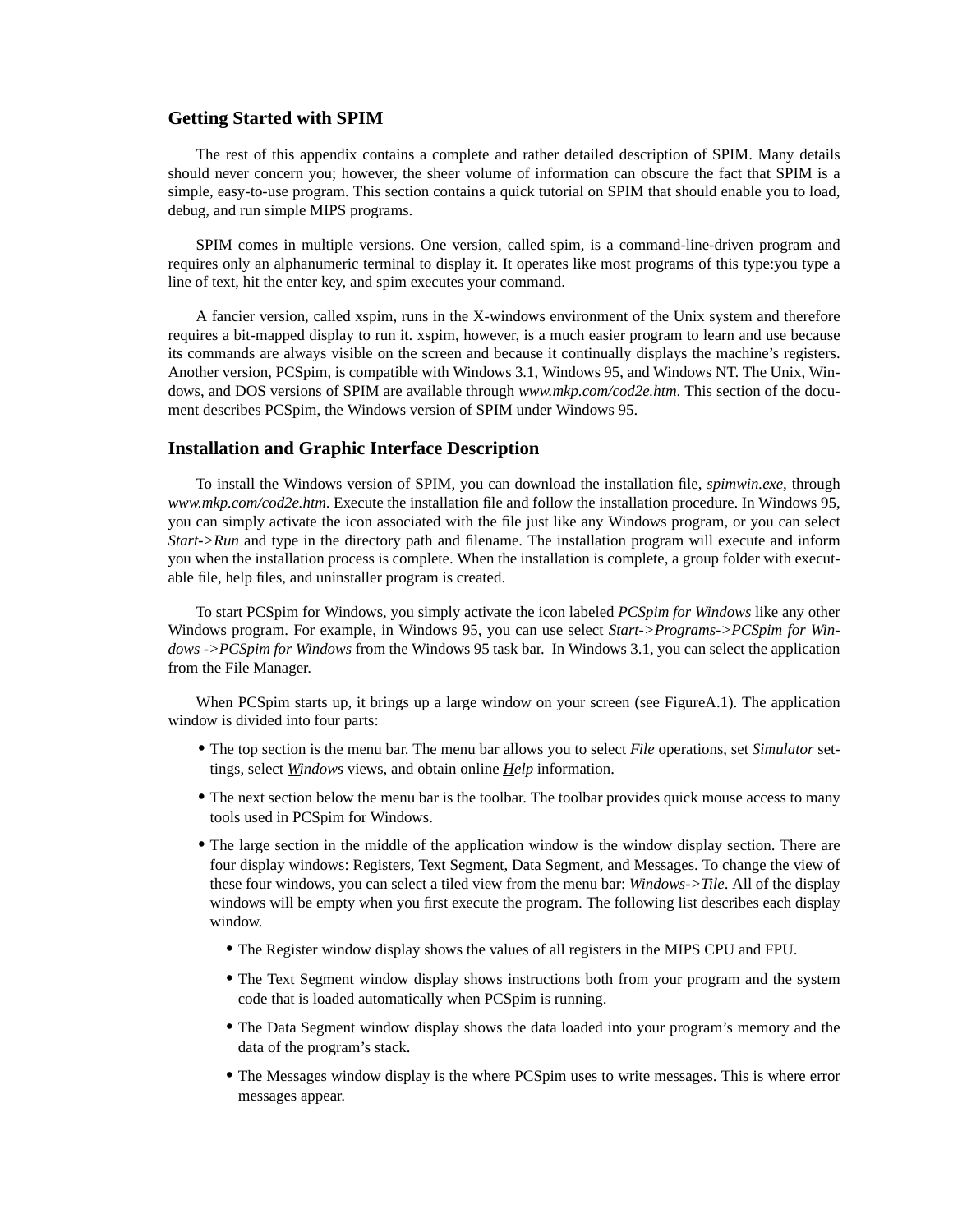## Getting Started with SPIM

The rest of this appendix contains a complete and rather detailed description of SPIM. Many details should never concern you; however, the sheer volume of information can obscure the fact that SPIM is a simple, easy-to-use program. This section contains a quick tutorial on SPIM that should enable you to load, debug, and run simple MIPS programs.

SPIM comes in multiple versions. One version, called spim, is a command-line-driven program and requires only an alphanumeric terminal to display it. It operates like most programs of this type:you type a line of text, hit the enter key, and spim executes your command.

A fancier version, called xspim, runs in the X-windows environment of the Unix system and therefore requires a bit-mapped display to run it. xspim, however, is a much easier program to learn and use because its commands are always visible on the screen and because it continually displays the machine's registers. Another version, PCSpim, is compatible with Windows 3.1, Windows 95, and Windows NT. The Unix, Windows, and DOS versions of SPIM are available through *www.mkp.com/cod2e.htm*. This section of the document describes PCSpim, the Windows version of SPIM under Windows 95.

## Installation and Graphic Interface Description

To install the Windows version of SPIM, you can download the installation file, *spimwin.exe*, through *www.mkp.com/cod2e.htm*. Execute the installation file and follow the installation procedure. In Windows 95, you can simply activate the icon associated with the file just like any Windows program, or you can select *Start->Run* and type in the directory path and filename. The installation program will execute and inform you when the installation process is complete. When the installation is complete, a group folder with executable file, help files, and uninstaller program is created.

To start PCSpim for Windows, you simply activate the icon labeled *PCSpim for Windows* like any other Windows program. For example, in Windows 95, you can use select *Start->Programs->PCSpim for Windows ->PCSpim for Windows* from the Windows 95 task bar. In Windows 3.1, you can select the application from the File Manager.

When PCSpim starts up, it brings up a large window on your screen (see FigureA.1). The application window is divided into four parts:

- The top section is the menu bar. The menu bar allows you to select *File* operations, set *Simulator* settings, select *Windows* views, and obtain online *Help* information.
- The next section below the menu bar is the toolbar. The toolbar provides quick mouse access to many tools used in PCSpim for Windows.
- The large section in the middle of the application window is the window display section. There are four display windows: Registers, Text Segment, Data Segment, and Messages. To change the view of these four windows, you can select a tiled view from the menu bar: *Windows->Tile*. All of the display windows will be empty when you first execute the program. The following list describes each display window.
    - The Register window display shows the values of all registers in the MIPS CPU and FPU.
    - The Text Segment window display shows instructions both from your program and the system code that is loaded automatically when PCSpim is running.
    - The Data Segment window display shows the data loaded into your program's memory and the data of the program's stack.
    - The Messages window display is the where PCSpim uses to write messages. This is where error messages appear.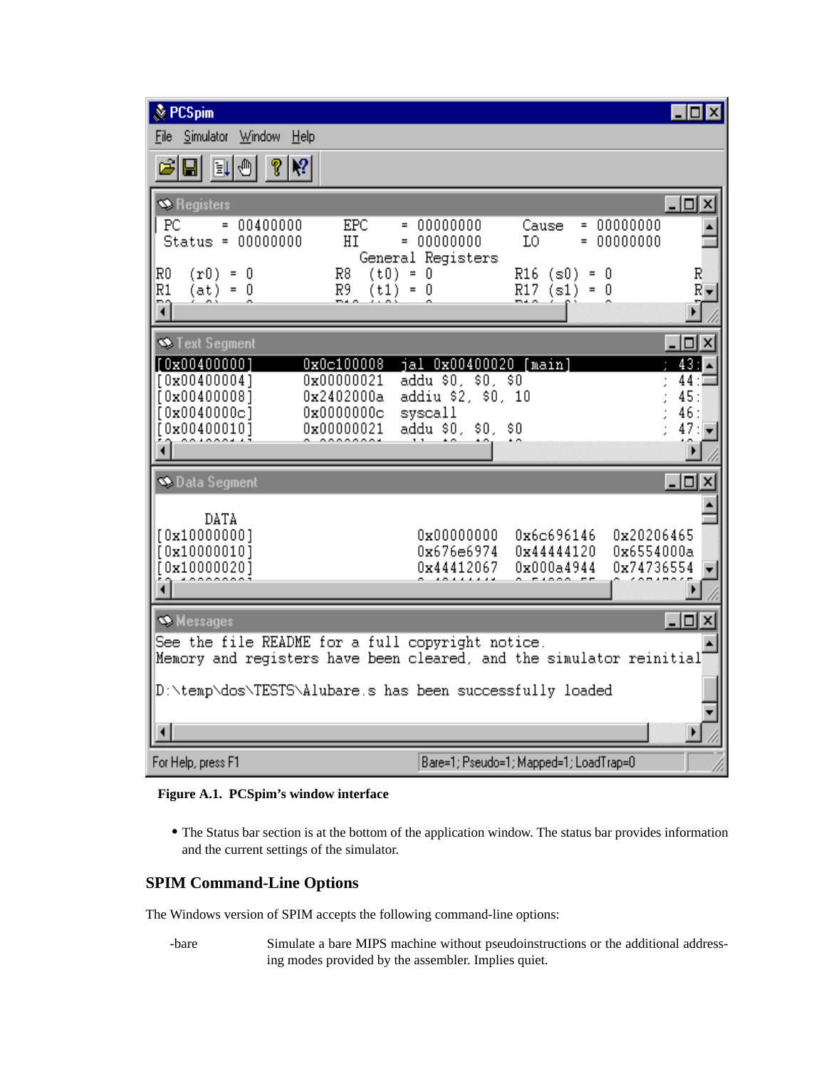**Figure A.1. PCSpim's window interface**

- The Status bar section is at the bottom of the application window. The status bar provides information and the current settings of the simulator.

## SPIM Command-Line Options

The Windows version of SPIM accepts the following command-line options:

-bare  Simulate a bare MIPS machine without pseudoinstructions or the additional addressing modes provided by the assembler. Implies quiet.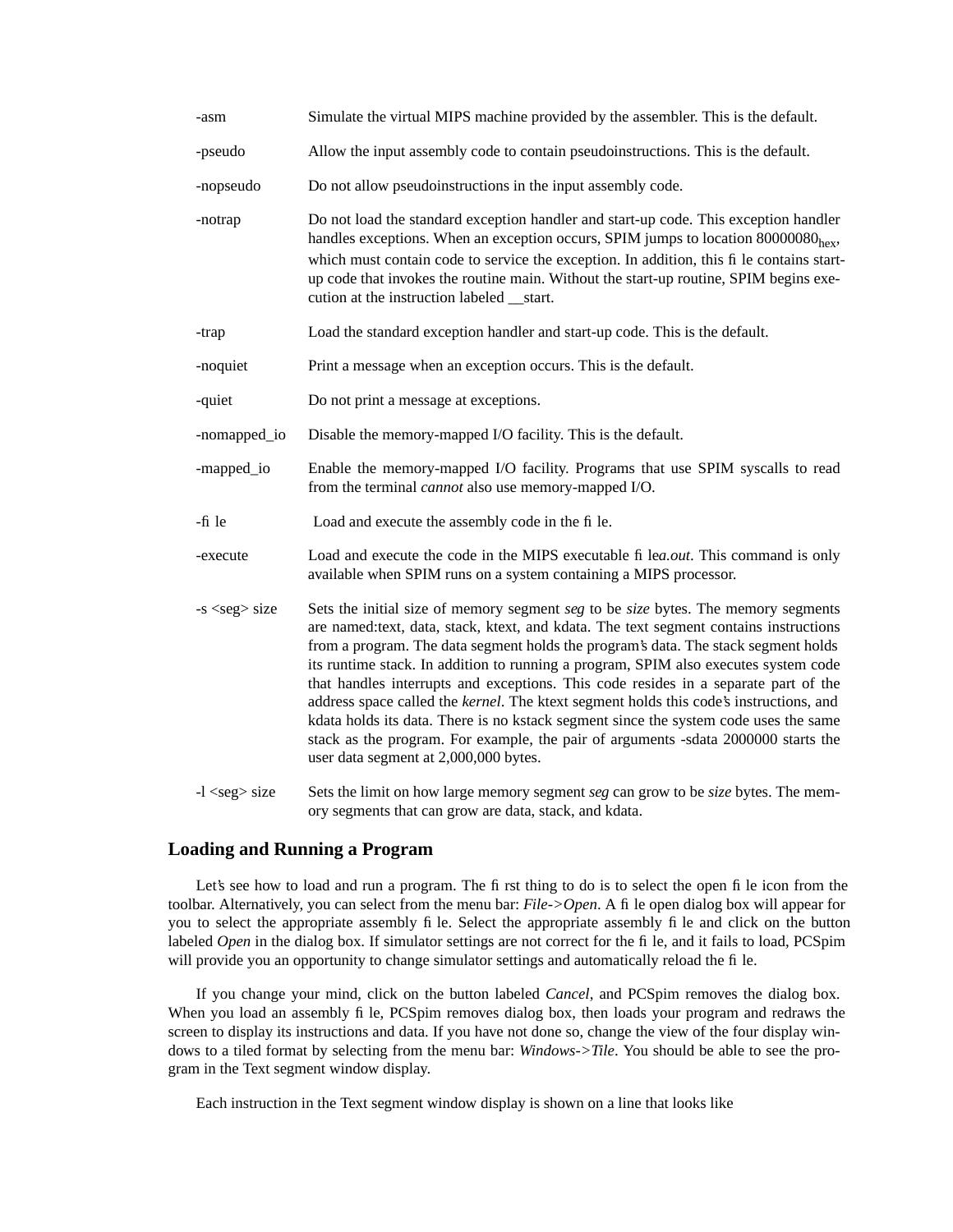| | |
|---|---|
| -asm | Simulate the virtual MIPS machine provided by the assembler. This is the default. |
| -pseudo | Allow the input assembly code to contain pseudoinstructions. This is the default. |
| -nopseudo | Do not allow pseudoinstructions in the input assembly code. |
| -notrap | Do not load the standard exception handler and start-up code. This exception handler handles exceptions. When an exception occurs, SPIM jumps to location $80000080_{hex}$, which must contain code to service the exception. In addition, this file contains start-up code that invokes the routine main. Without the start-up routine, SPIM begins execution at the instruction labeled __start. |
| -trap | Load the standard exception handler and start-up code. This is the default. |
| -noquiet | Print a message when an exception occurs. This is the default. |
| -quiet | Do not print a message at exceptions. |
| -nomapped_io | Disable the memory-mapped I/O facility. This is the default. |
| -mapped_io | Enable the memory-mapped I/O facility. Programs that use SPIM syscalls to read from the terminal *cannot* also use memory-mapped I/O. |
| -file | Load and execute the assembly code in the file. |
| -execute | Load and execute the code in the MIPS executable file *a.out*. This command is only available when SPIM runs on a system containing a MIPS processor. |
| -s <seg> size | Sets the initial size of memory segment *seg* to be *size* bytes. The memory segments are named:text, data, stack, ktext, and kdata. The text segment contains instructions from a program. The data segment holds the program's data. The stack segment holds its runtime stack. In addition to running a program, SPIM also executes system code that handles interrupts and exceptions. This code resides in a separate part of the address space called the *kernel*. The ktext segment holds this code's instructions, and kdata holds its data. There is no kstack segment since the system code uses the same stack as the program. For example, the pair of arguments -sdata 2000000 starts the user data segment at 2,000,000 bytes. |
| -l <seg> size | Sets the limit on how large memory segment *seg* can grow to be *size* bytes. The memory segments that can grow are data, stack, and kdata. |

## Loading and Running a Program

Let's see how to load and run a program. The first thing to do is to select the open file icon from the toolbar. Alternatively, you can select from the menu bar: *File->Open*. A file open dialog box will appear for you to select the appropriate assembly file. Select the appropriate assembly file and click on the button labeled *Open* in the dialog box. If simulator settings are not correct for the file, and it fails to load, PCSpim will provide you an opportunity to change simulator settings and automatically reload the file.

If you change your mind, click on the button labeled *Cancel*, and PCSpim removes the dialog box. When you load an assembly file, PCSpim removes dialog box, then loads your program and redraws the screen to display its instructions and data. If you have not done so, change the view of the four display windows to a tiled format by selecting from the menu bar: *Windows->Tile*. You should be able to see the program in the Text segment window display.

Each instruction in the Text segment window display is shown on a line that looks like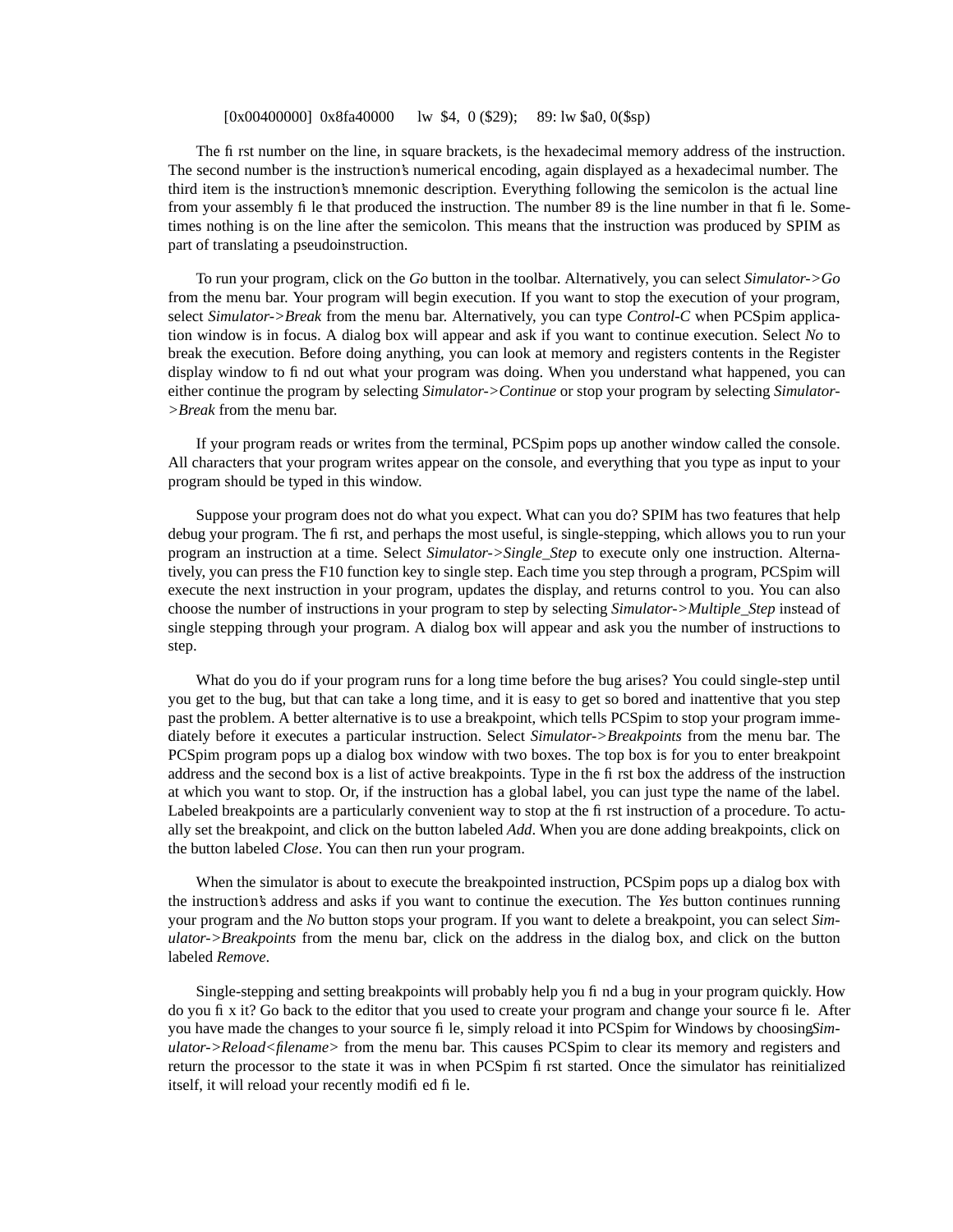[0x00400000] 0x8fa40000 lw $4, 0 ($29); 89: lw $a0, 0($sp)

The first number on the line, in square brackets, is the hexadecimal memory address of the instruction. The second number is the instruction's numerical encoding, again displayed as a hexadecimal number. The third item is the instruction's mnemonic description. Everything following the semicolon is the actual line from your assembly file that produced the instruction. The number 89 is the line number in that file. Sometimes nothing is on the line after the semicolon. This means that the instruction was produced by SPIM as part of translating a pseudoinstruction.

To run your program, click on the *Go* button in the toolbar. Alternatively, you can select *Simulator->Go* from the menu bar. Your program will begin execution. If you want to stop the execution of your program, select *Simulator->Break* from the menu bar. Alternatively, you can type *Control-C* when PCSpim application window is in focus. A dialog box will appear and ask if you want to continue execution. Select *No* to break the execution. Before doing anything, you can look at memory and registers contents in the Register display window to find out what your program was doing. When you understand what happened, you can either continue the program by selecting *Simulator->Continue* or stop your program by selecting *Simulator->Break* from the menu bar.

If your program reads or writes from the terminal, PCSpim pops up another window called the console. All characters that your program writes appear on the console, and everything that you type as input to your program should be typed in this window.

Suppose your program does not do what you expect. What can you do? SPIM has two features that help debug your program. The first, and perhaps the most useful, is single-stepping, which allows you to run your program an instruction at a time. Select *Simulator->Single_Step* to execute only one instruction. Alternatively, you can press the F10 function key to single step. Each time you step through a program, PCSpim will execute the next instruction in your program, updates the display, and returns control to you. You can also choose the number of instructions in your program to step by selecting *Simulator->Multiple_Step* instead of single stepping through your program. A dialog box will appear and ask you the number of instructions to step.

What do you do if your program runs for a long time before the bug arises? You could single-step until you get to the bug, but that can take a long time, and it is easy to get so bored and inattentive that you step past the problem. A better alternative is to use a breakpoint, which tells PCSpim to stop your program immediately before it executes a particular instruction. Select *Simulator->Breakpoints* from the menu bar. The PCSpim program pops up a dialog box window with two boxes. The top box is for you to enter breakpoint address and the second box is a list of active breakpoints. Type in the first box the address of the instruction at which you want to stop. Or, if the instruction has a global label, you can just type the name of the label. Labeled breakpoints are a particularly convenient way to stop at the first instruction of a procedure. To actually set the breakpoint, and click on the button labeled *Add*. When you are done adding breakpoints, click on the button labeled *Close*. You can then run your program.

When the simulator is about to execute the breakpointed instruction, PCSpim pops up a dialog box with the instruction's address and asks if you want to continue the execution. The *Yes* button continues running your program and the *No* button stops your program. If you want to delete a breakpoint, you can select *Simulator->Breakpoints* from the menu bar, click on the address in the dialog box, and click on the button labeled *Remove*.

Single-stepping and setting breakpoints will probably help you find a bug in your program quickly. How do you fix it? Go back to the editor that you used to create your program and change your source file. After you have made the changes to your source file, simply reload it into PCSpim for Windows by choosing *Simulator->Reload<filename>* from the menu bar. This causes PCSpim to clear its memory and registers and return the processor to the state it was in when PCSpim first started. Once the simulator has reinitialized itself, it will reload your recently modified file.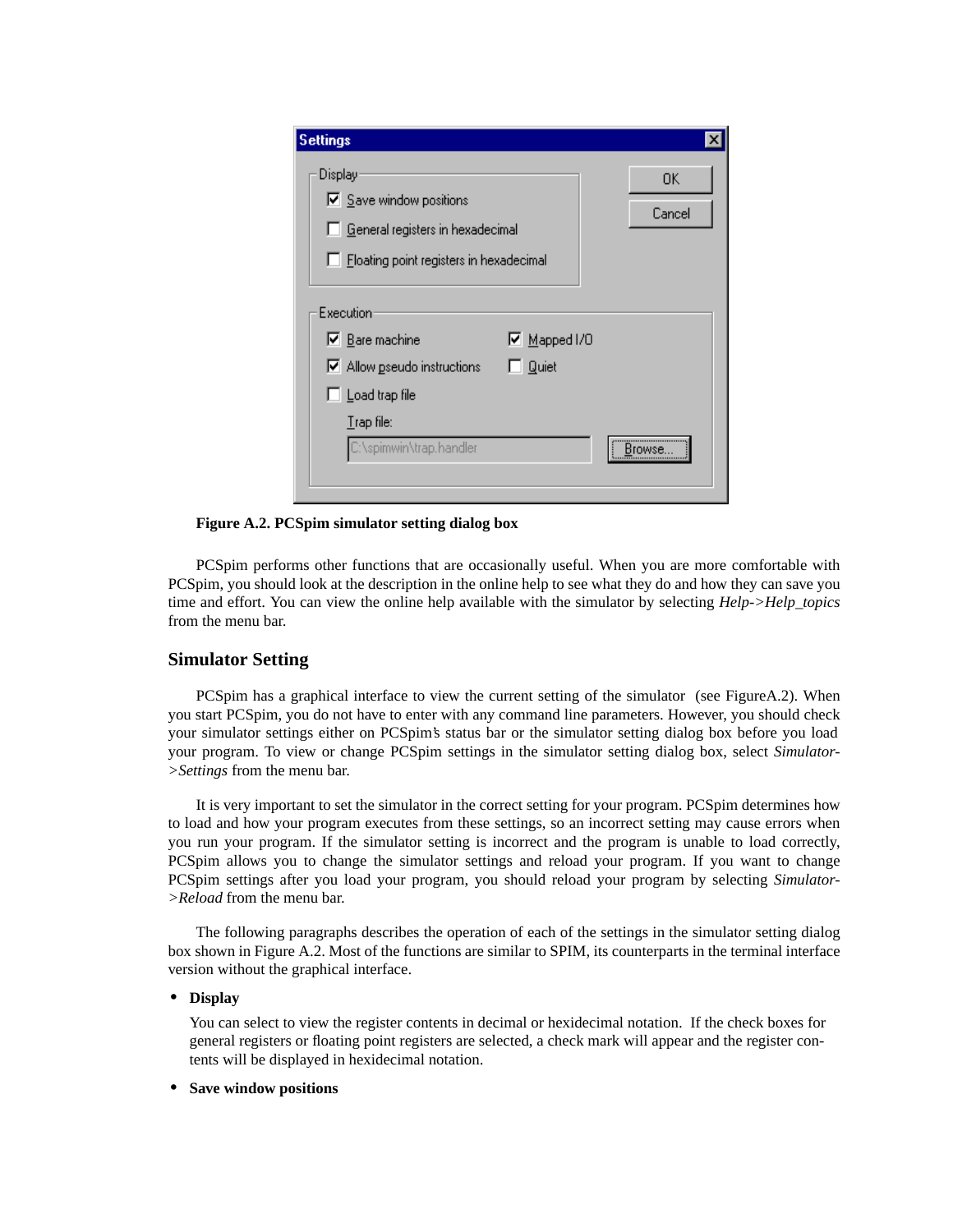**Figure A.2. PCSpim simulator setting dialog box**

PCSpim performs other functions that are occasionally useful. When you are more comfortable with PCSpim, you should look at the description in the online help to see what they do and how they can save you time and effort. You can view the online help available with the simulator by selecting *Help->Help_topics* from the menu bar.

## Simulator Setting

PCSpim has a graphical interface to view the current setting of the simulator (see FigureA.2). When you start PCSpim, you do not have to enter with any command line parameters. However, you should check your simulator settings either on PCSpim's status bar or the simulator setting dialog box before you load your program. To view or change PCSpim settings in the simulator setting dialog box, select *Simulator->Settings* from the menu bar.

It is very important to set the simulator in the correct setting for your program. PCSpim determines how to load and how your program executes from these settings, so an incorrect setting may cause errors when you run your program. If the simulator setting is incorrect and the program is unable to load correctly, PCSpim allows you to change the simulator settings and reload your program. If you want to change PCSpim settings after you load your program, you should reload your program by selecting *Simulator->Reload* from the menu bar.

The following paragraphs describes the operation of each of the settings in the simulator setting dialog box shown in Figure A.2. Most of the functions are similar to SPIM, its counterparts in the terminal interface version without the graphical interface.

- **Display**

  You can select to view the register contents in decimal or hexidecimal notation. If the check boxes for general registers or floating point registers are selected, a check mark will appear and the register contents will be displayed in hexidecimal notation.

- **Save window positions**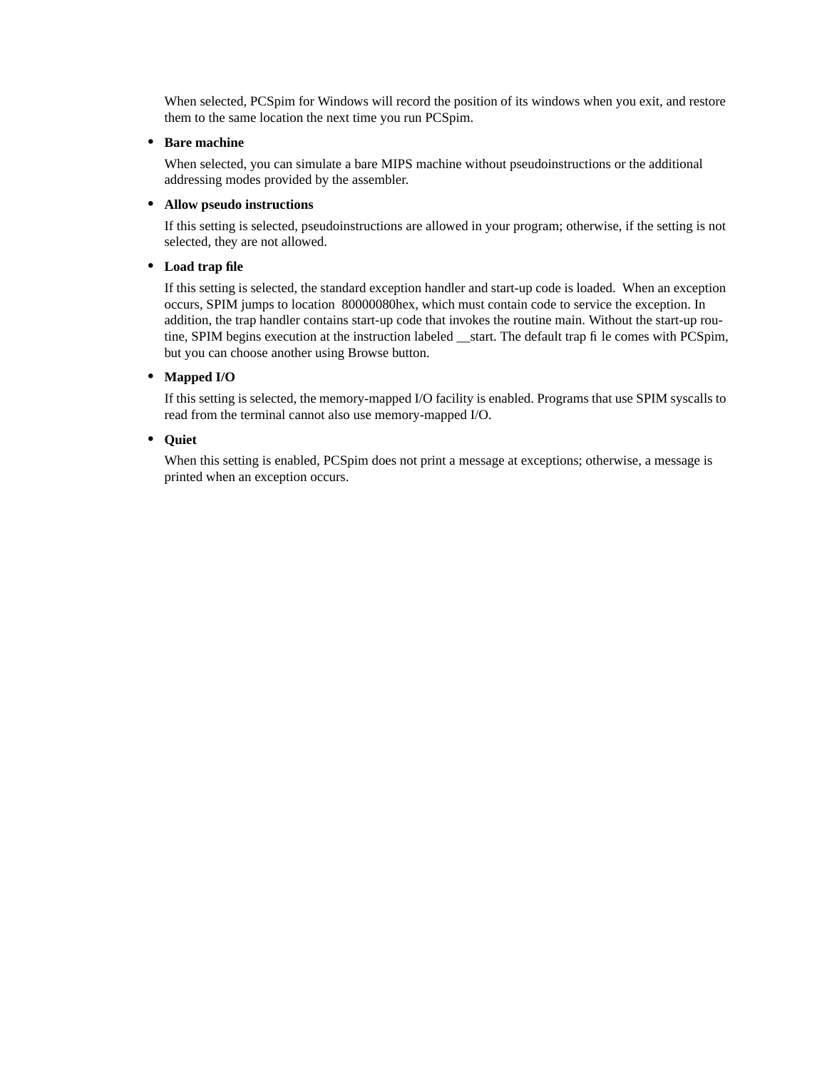When selected, PCSpim for Windows will record the position of its windows when you exit, and restore them to the same location the next time you run PCSpim.

- **Bare machine**

  When selected, you can simulate a bare MIPS machine without pseudoinstructions or the additional addressing modes provided by the assembler.

- **Allow pseudo instructions**

  If this setting is selected, pseudoinstructions are allowed in your program; otherwise, if the setting is not selected, they are not allowed.

- **Load trap file**

  If this setting is selected, the standard exception handler and start-up code is loaded. When an exception occurs, SPIM jumps to location 80000080hex, which must contain code to service the exception. In addition, the trap handler contains start-up code that invokes the routine main. Without the start-up routine, SPIM begins execution at the instruction labeled __start. The default trap file comes with PCSpim, but you can choose another using Browse button.

- **Mapped I/O**

  If this setting is selected, the memory-mapped I/O facility is enabled. Programs that use SPIM syscalls to read from the terminal cannot also use memory-mapped I/O.

- **Quiet**

  When this setting is enabled, PCSpim does not print a message at exceptions; otherwise, a message is printed when an exception occurs.